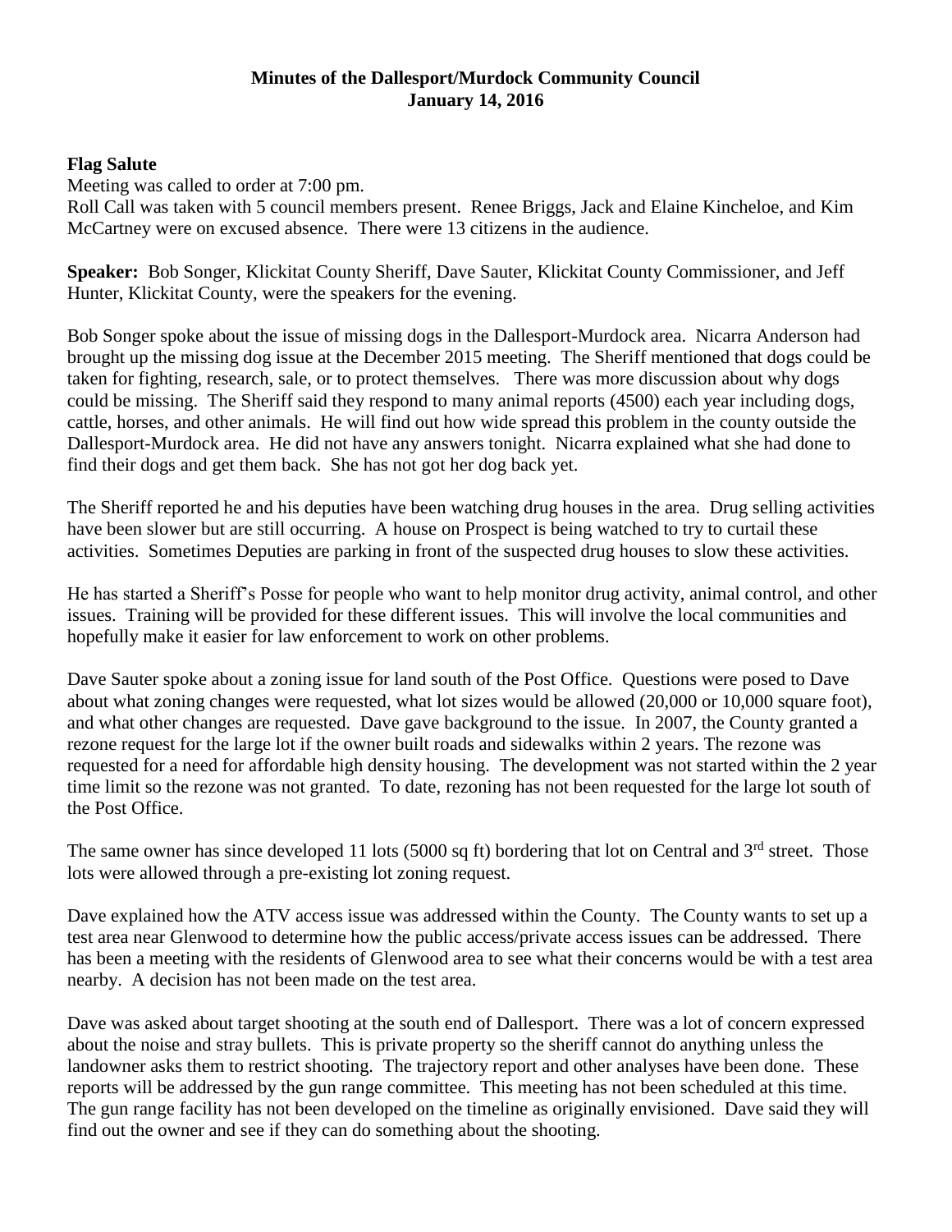# Minutes of the Dallesport/Murdock Community Council
## January 14, 2016

**Flag Salute**

Meeting was called to order at 7:00 pm.
Roll Call was taken with 5 council members present. Renee Briggs, Jack and Elaine Kincheloe, and Kim McCartney were on excused absence. There were 13 citizens in the audience.

**Speaker:** Bob Songer, Klickitat County Sheriff, Dave Sauter, Klickitat County Commissioner, and Jeff Hunter, Klickitat County, were the speakers for the evening.

Bob Songer spoke about the issue of missing dogs in the Dallesport-Murdock area. Nicarra Anderson had brought up the missing dog issue at the December 2015 meeting. The Sheriff mentioned that dogs could be taken for fighting, research, sale, or to protect themselves. There was more discussion about why dogs could be missing. The Sheriff said they respond to many animal reports (4500) each year including dogs, cattle, horses, and other animals. He will find out how wide spread this problem in the county outside the Dallesport-Murdock area. He did not have any answers tonight. Nicarra explained what she had done to find their dogs and get them back. She has not got her dog back yet.

The Sheriff reported he and his deputies have been watching drug houses in the area. Drug selling activities have been slower but are still occurring. A house on Prospect is being watched to try to curtail these activities. Sometimes Deputies are parking in front of the suspected drug houses to slow these activities.

He has started a Sheriff's Posse for people who want to help monitor drug activity, animal control, and other issues. Training will be provided for these different issues. This will involve the local communities and hopefully make it easier for law enforcement to work on other problems.

Dave Sauter spoke about a zoning issue for land south of the Post Office. Questions were posed to Dave about what zoning changes were requested, what lot sizes would be allowed (20,000 or 10,000 square foot), and what other changes are requested. Dave gave background to the issue. In 2007, the County granted a rezone request for the large lot if the owner built roads and sidewalks within 2 years. The rezone was requested for a need for affordable high density housing. The development was not started within the 2 year time limit so the rezone was not granted. To date, rezoning has not been requested for the large lot south of the Post Office.

The same owner has since developed 11 lots (5000 sq ft) bordering that lot on Central and 3rd street. Those lots were allowed through a pre-existing lot zoning request.

Dave explained how the ATV access issue was addressed within the County. The County wants to set up a test area near Glenwood to determine how the public access/private access issues can be addressed. There has been a meeting with the residents of Glenwood area to see what their concerns would be with a test area nearby. A decision has not been made on the test area.

Dave was asked about target shooting at the south end of Dallesport. There was a lot of concern expressed about the noise and stray bullets. This is private property so the sheriff cannot do anything unless the landowner asks them to restrict shooting. The trajectory report and other analyses have been done. These reports will be addressed by the gun range committee. This meeting has not been scheduled at this time. The gun range facility has not been developed on the timeline as originally envisioned. Dave said they will find out the owner and see if they can do something about the shooting.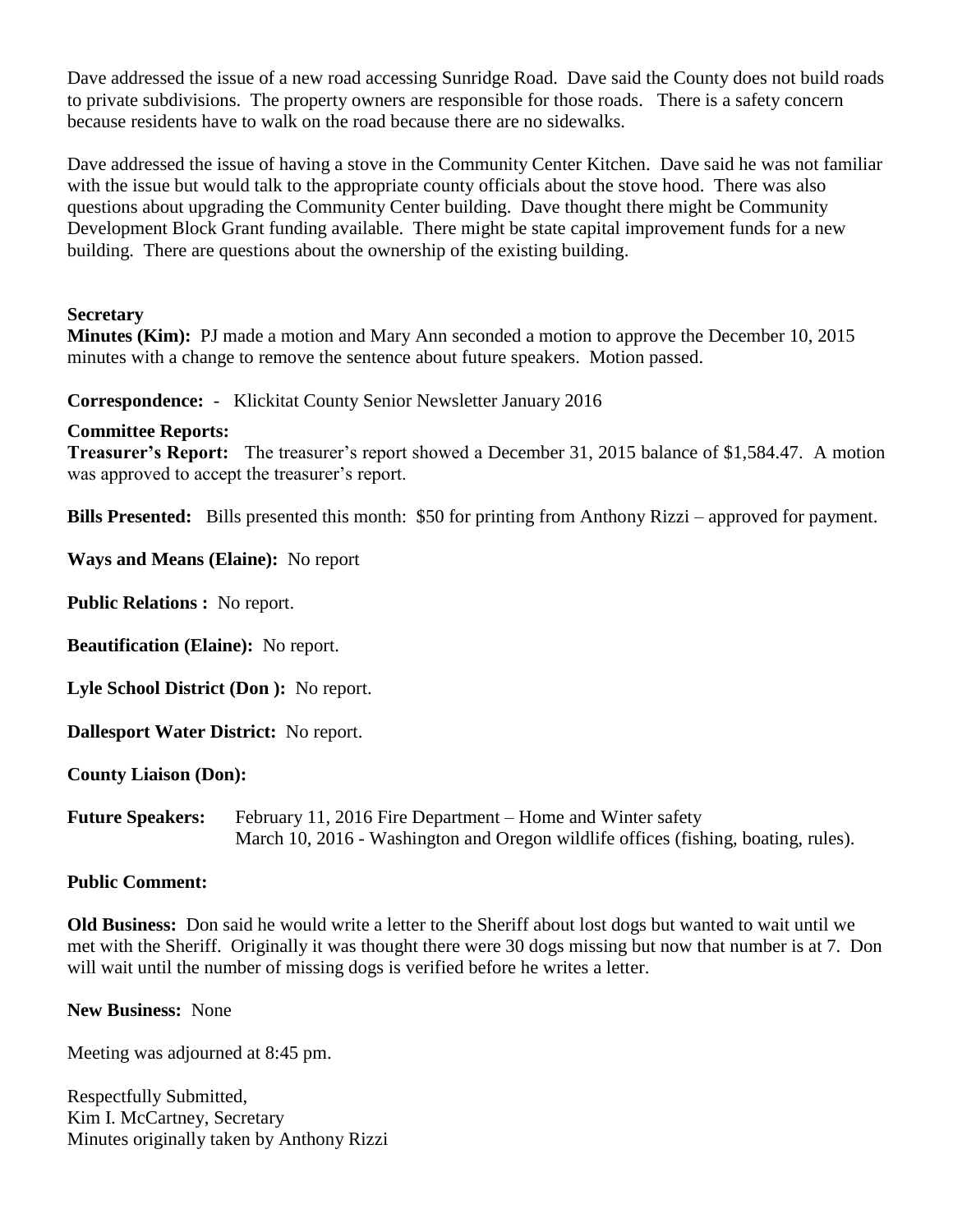Dave addressed the issue of a new road accessing Sunridge Road. Dave said the County does not build roads to private subdivisions. The property owners are responsible for those roads. There is a safety concern because residents have to walk on the road because there are no sidewalks.

Dave addressed the issue of having a stove in the Community Center Kitchen. Dave said he was not familiar with the issue but would talk to the appropriate county officials about the stove hood. There was also questions about upgrading the Community Center building. Dave thought there might be Community Development Block Grant funding available. There might be state capital improvement funds for a new building. There are questions about the ownership of the existing building.

**Secretary**

**Minutes (Kim):** PJ made a motion and Mary Ann seconded a motion to approve the December 10, 2015 minutes with a change to remove the sentence about future speakers. Motion passed.

**Correspondence:** - Klickitat County Senior Newsletter January 2016

**Committee Reports:**

**Treasurer's Report:** The treasurer's report showed a December 31, 2015 balance of $1,584.47. A motion was approved to accept the treasurer's report.

**Bills Presented:** Bills presented this month: $50 for printing from Anthony Rizzi – approved for payment.

**Ways and Means (Elaine):** No report

**Public Relations :** No report.

**Beautification (Elaine):** No report.

**Lyle School District (Don ):** No report.

**Dallesport Water District:** No report.

**County Liaison (Don):**

**Future Speakers:** February 11, 2016 Fire Department – Home and Winter safety
March 10, 2016 - Washington and Oregon wildlife offices (fishing, boating, rules).

**Public Comment:**

**Old Business:** Don said he would write a letter to the Sheriff about lost dogs but wanted to wait until we met with the Sheriff. Originally it was thought there were 30 dogs missing but now that number is at 7. Don will wait until the number of missing dogs is verified before he writes a letter.

**New Business:** None

Meeting was adjourned at 8:45 pm.

Respectfully Submitted,
Kim I. McCartney, Secretary
Minutes originally taken by Anthony Rizzi